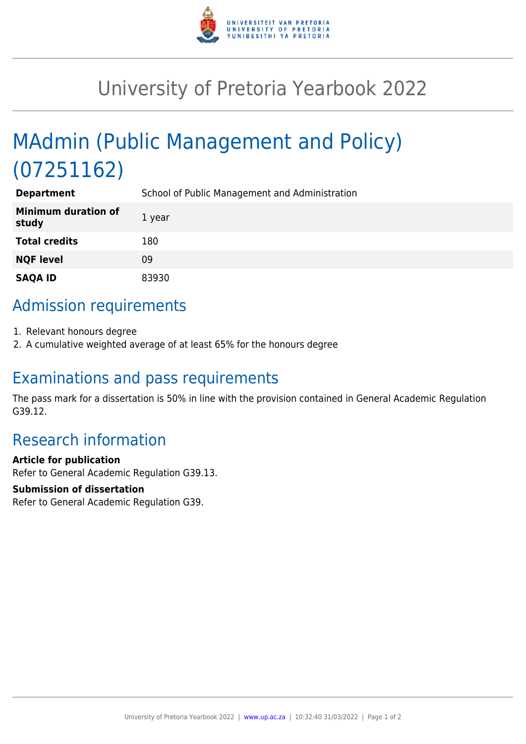# University of Pretoria Yearbook 2022

## MAdmin (Public Management and Policy) (07251162)

| | |
|---|---|
| **Department** | School of Public Management and Administration |
| **Minimum duration of study** | 1 year |
| **Total credits** | 180 |
| **NQF level** | 09 |
| **SAQA ID** | 83930 |

## Admission requirements

1. Relevant honours degree
2. A cumulative weighted average of at least 65% for the honours degree

## Examinations and pass requirements

The pass mark for a dissertation is 50% in line with the provision contained in General Academic Regulation G39.12.

## Research information

**Article for publication**
Refer to General Academic Regulation G39.13.

**Submission of dissertation**
Refer to General Academic Regulation G39.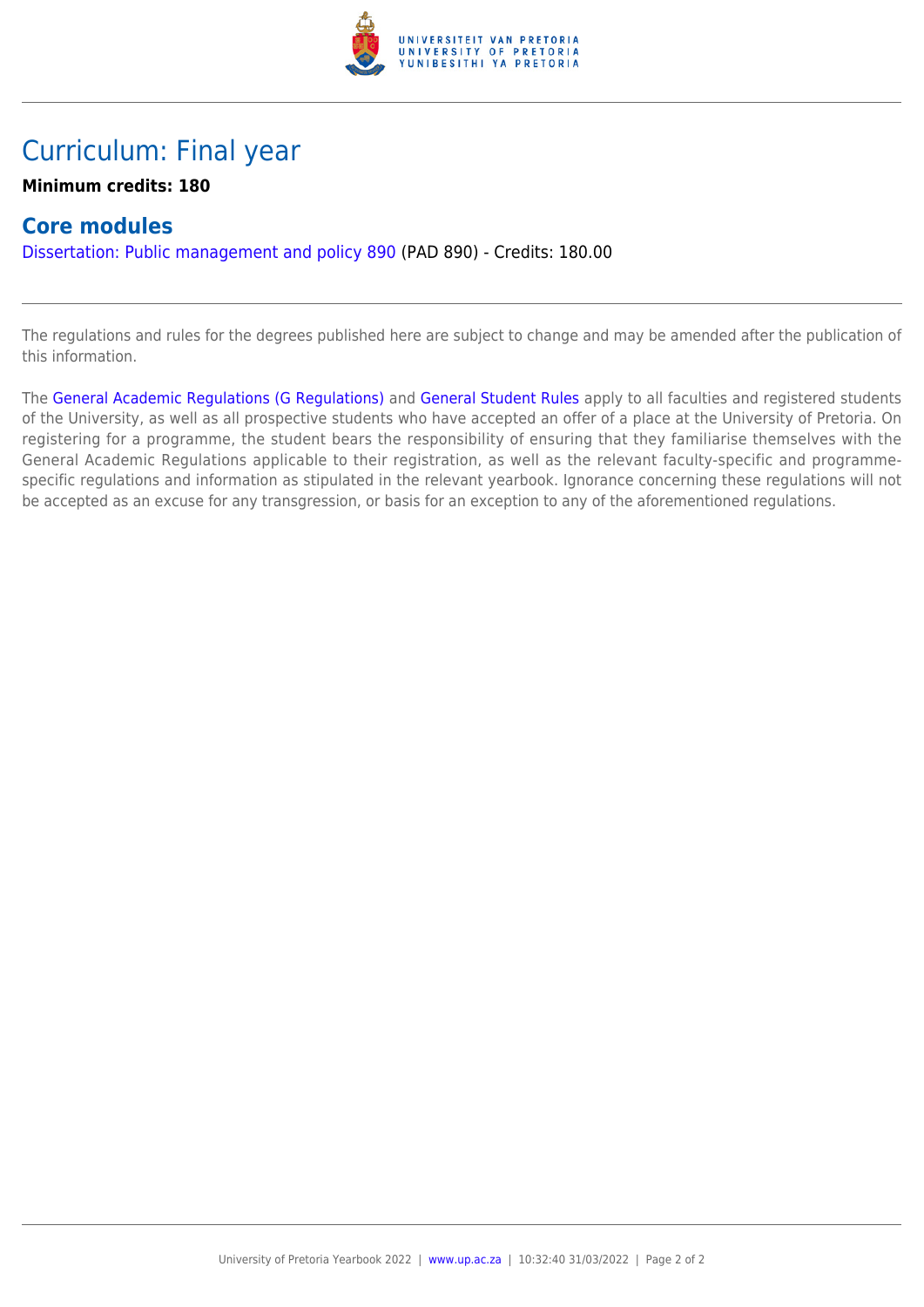# Curriculum: Final year

**Minimum credits: 180**

## Core modules

Dissertation: Public management and policy 890 (PAD 890) - Credits: 180.00

The regulations and rules for the degrees published here are subject to change and may be amended after the publication of this information.

The General Academic Regulations (G Regulations) and General Student Rules apply to all faculties and registered students of the University, as well as all prospective students who have accepted an offer of a place at the University of Pretoria. On registering for a programme, the student bears the responsibility of ensuring that they familiarise themselves with the General Academic Regulations applicable to their registration, as well as the relevant faculty-specific and programme-specific regulations and information as stipulated in the relevant yearbook. Ignorance concerning these regulations will not be accepted as an excuse for any transgression, or basis for an exception to any of the aforementioned regulations.